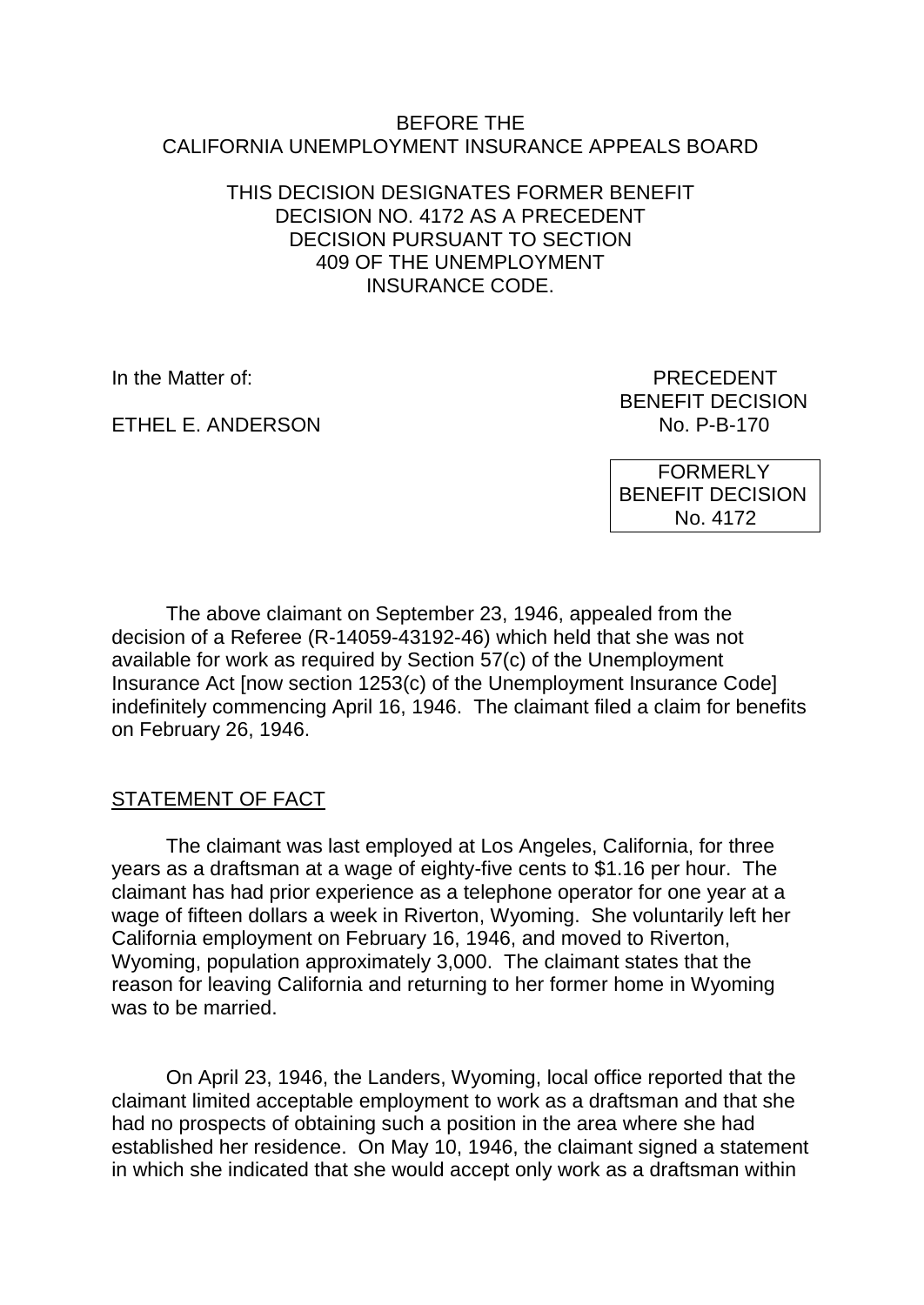BEFORE THE
CALIFORNIA UNEMPLOYMENT INSURANCE APPEALS BOARD

THIS DECISION DESIGNATES FORMER BENEFIT DECISION NO. 4172 AS A PRECEDENT DECISION PURSUANT TO SECTION 409 OF THE UNEMPLOYMENT INSURANCE CODE.

In the Matter of:

ETHEL E. ANDERSON

PRECEDENT
BENEFIT DECISION
No. P-B-170

FORMERLY
BENEFIT DECISION
No. 4172

The above claimant on September 23, 1946, appealed from the decision of a Referee (R-14059-43192-46) which held that she was not available for work as required by Section 57(c) of the Unemployment Insurance Act [now section 1253(c) of the Unemployment Insurance Code] indefinitely commencing April 16, 1946. The claimant filed a claim for benefits on February 26, 1946.

## STATEMENT OF FACT

The claimant was last employed at Los Angeles, California, for three years as a draftsman at a wage of eighty-five cents to $1.16 per hour. The claimant has had prior experience as a telephone operator for one year at a wage of fifteen dollars a week in Riverton, Wyoming. She voluntarily left her California employment on February 16, 1946, and moved to Riverton, Wyoming, population approximately 3,000. The claimant states that the reason for leaving California and returning to her former home in Wyoming was to be married.

On April 23, 1946, the Landers, Wyoming, local office reported that the claimant limited acceptable employment to work as a draftsman and that she had no prospects of obtaining such a position in the area where she had established her residence. On May 10, 1946, the claimant signed a statement in which she indicated that she would accept only work as a draftsman within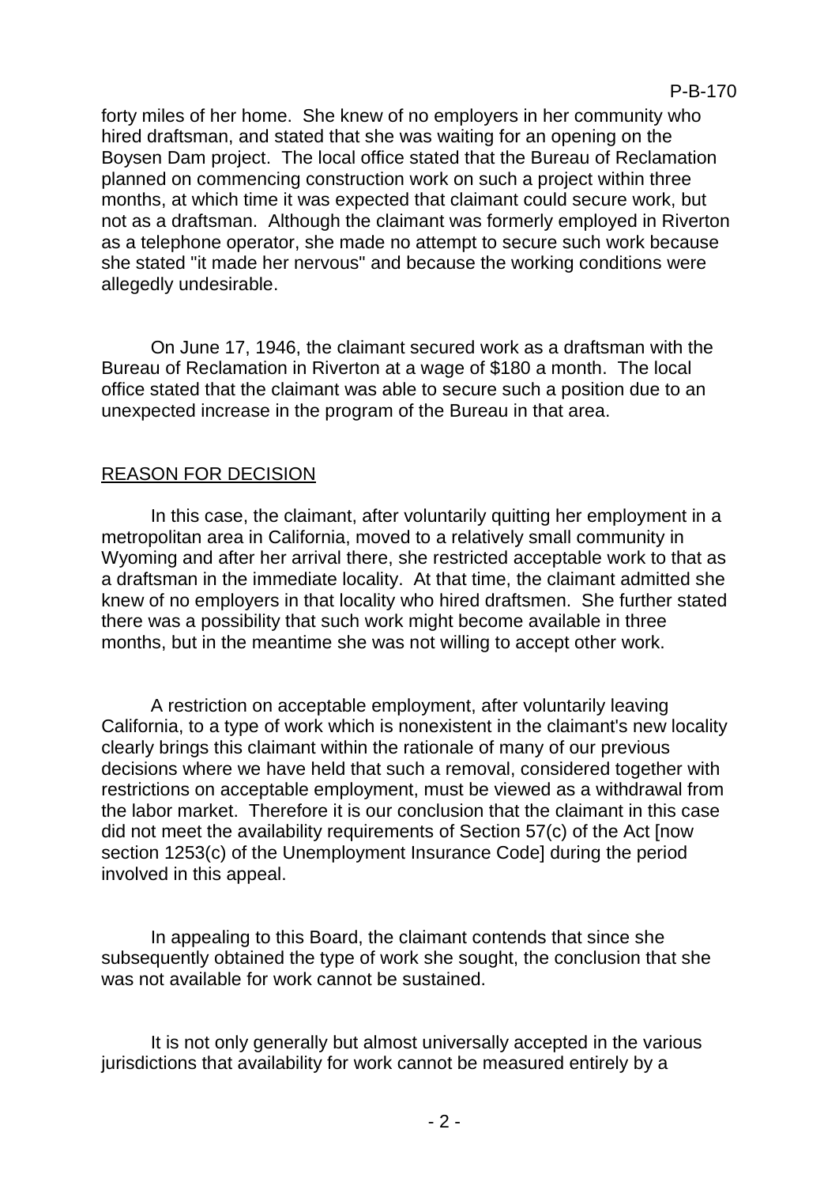forty miles of her home. She knew of no employers in her community who hired draftsman, and stated that she was waiting for an opening on the Boysen Dam project. The local office stated that the Bureau of Reclamation planned on commencing construction work on such a project within three months, at which time it was expected that claimant could secure work, but not as a draftsman. Although the claimant was formerly employed in Riverton as a telephone operator, she made no attempt to secure such work because she stated "it made her nervous" and because the working conditions were allegedly undesirable.

On June 17, 1946, the claimant secured work as a draftsman with the Bureau of Reclamation in Riverton at a wage of $180 a month. The local office stated that the claimant was able to secure such a position due to an unexpected increase in the program of the Bureau in that area.

## REASON FOR DECISION

In this case, the claimant, after voluntarily quitting her employment in a metropolitan area in California, moved to a relatively small community in Wyoming and after her arrival there, she restricted acceptable work to that as a draftsman in the immediate locality. At that time, the claimant admitted she knew of no employers in that locality who hired draftsmen. She further stated there was a possibility that such work might become available in three months, but in the meantime she was not willing to accept other work.

A restriction on acceptable employment, after voluntarily leaving California, to a type of work which is nonexistent in the claimant's new locality clearly brings this claimant within the rationale of many of our previous decisions where we have held that such a removal, considered together with restrictions on acceptable employment, must be viewed as a withdrawal from the labor market. Therefore it is our conclusion that the claimant in this case did not meet the availability requirements of Section 57(c) of the Act [now section 1253(c) of the Unemployment Insurance Code] during the period involved in this appeal.

In appealing to this Board, the claimant contends that since she subsequently obtained the type of work she sought, the conclusion that she was not available for work cannot be sustained.

It is not only generally but almost universally accepted in the various jurisdictions that availability for work cannot be measured entirely by a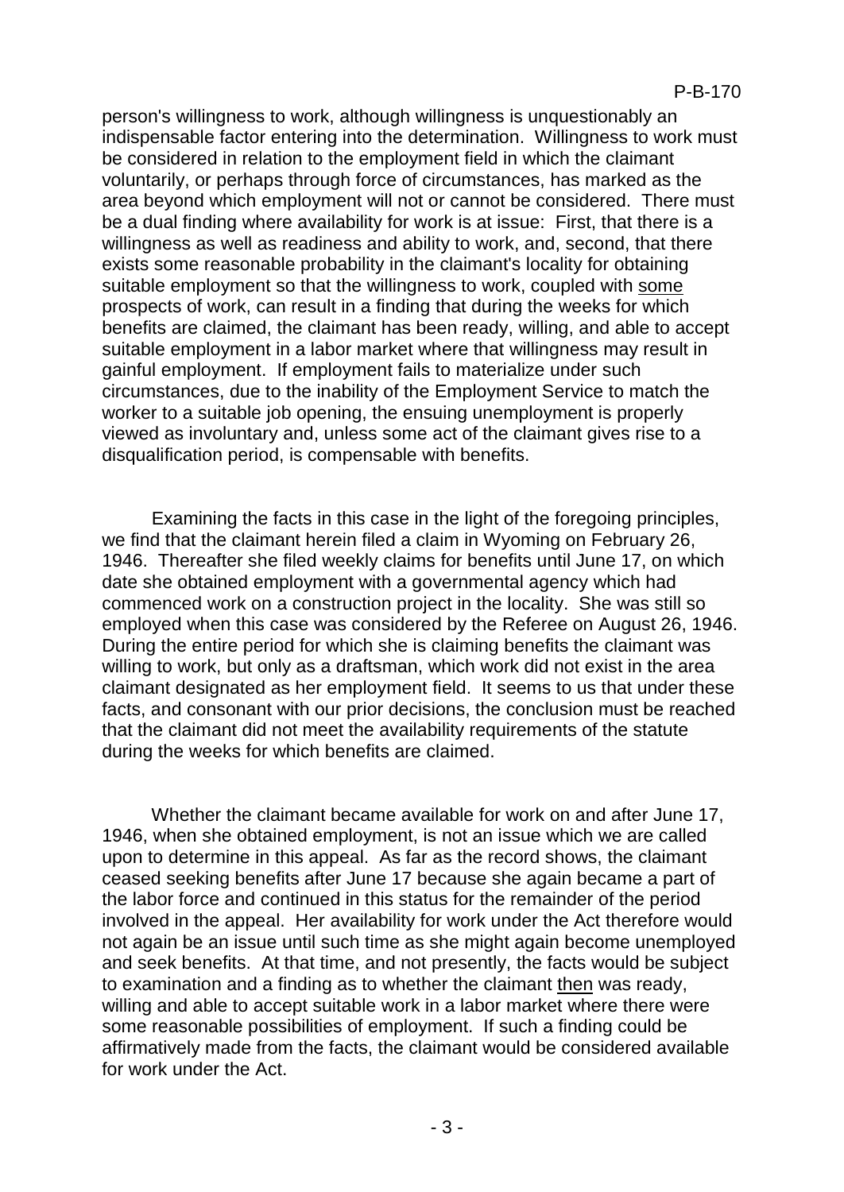person's willingness to work, although willingness is unquestionably an indispensable factor entering into the determination. Willingness to work must be considered in relation to the employment field in which the claimant voluntarily, or perhaps through force of circumstances, has marked as the area beyond which employment will not or cannot be considered. There must be a dual finding where availability for work is at issue: First, that there is a willingness as well as readiness and ability to work, and, second, that there exists some reasonable probability in the claimant's locality for obtaining suitable employment so that the willingness to work, coupled with some prospects of work, can result in a finding that during the weeks for which benefits are claimed, the claimant has been ready, willing, and able to accept suitable employment in a labor market where that willingness may result in gainful employment. If employment fails to materialize under such circumstances, due to the inability of the Employment Service to match the worker to a suitable job opening, the ensuing unemployment is properly viewed as involuntary and, unless some act of the claimant gives rise to a disqualification period, is compensable with benefits.

Examining the facts in this case in the light of the foregoing principles, we find that the claimant herein filed a claim in Wyoming on February 26, 1946. Thereafter she filed weekly claims for benefits until June 17, on which date she obtained employment with a governmental agency which had commenced work on a construction project in the locality. She was still so employed when this case was considered by the Referee on August 26, 1946. During the entire period for which she is claiming benefits the claimant was willing to work, but only as a draftsman, which work did not exist in the area claimant designated as her employment field. It seems to us that under these facts, and consonant with our prior decisions, the conclusion must be reached that the claimant did not meet the availability requirements of the statute during the weeks for which benefits are claimed.

Whether the claimant became available for work on and after June 17, 1946, when she obtained employment, is not an issue which we are called upon to determine in this appeal. As far as the record shows, the claimant ceased seeking benefits after June 17 because she again became a part of the labor force and continued in this status for the remainder of the period involved in the appeal. Her availability for work under the Act therefore would not again be an issue until such time as she might again become unemployed and seek benefits. At that time, and not presently, the facts would be subject to examination and a finding as to whether the claimant then was ready, willing and able to accept suitable work in a labor market where there were some reasonable possibilities of employment. If such a finding could be affirmatively made from the facts, the claimant would be considered available for work under the Act.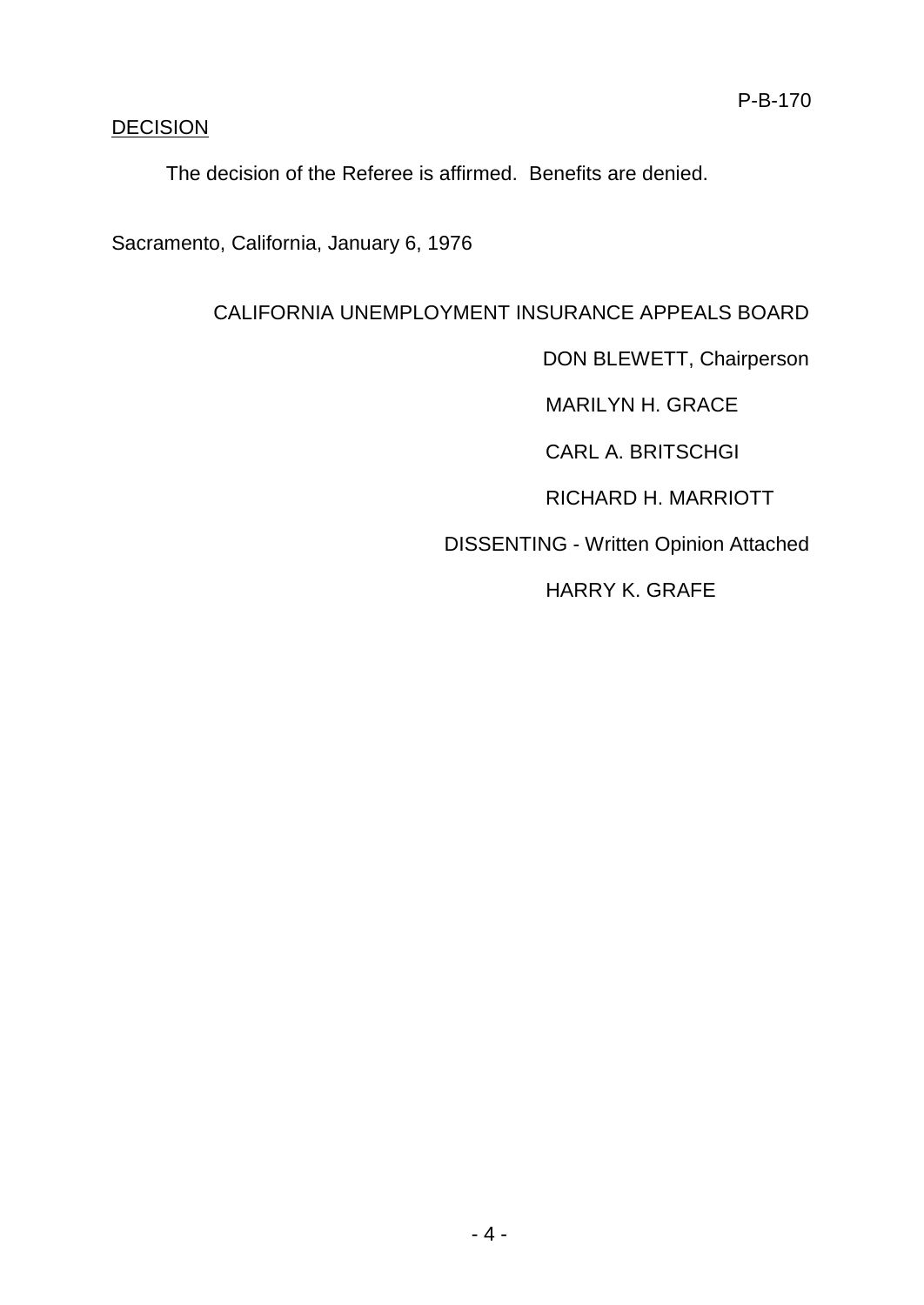P-B-170

<u>DECISION</u>

The decision of the Referee is affirmed. Benefits are denied.

Sacramento, California, January 6, 1976

CALIFORNIA UNEMPLOYMENT INSURANCE APPEALS BOARD

DON BLEWETT, Chairperson

MARILYN H. GRACE

CARL A. BRITSCHGI

RICHARD H. MARRIOTT

DISSENTING - Written Opinion Attached

HARRY K. GRAFE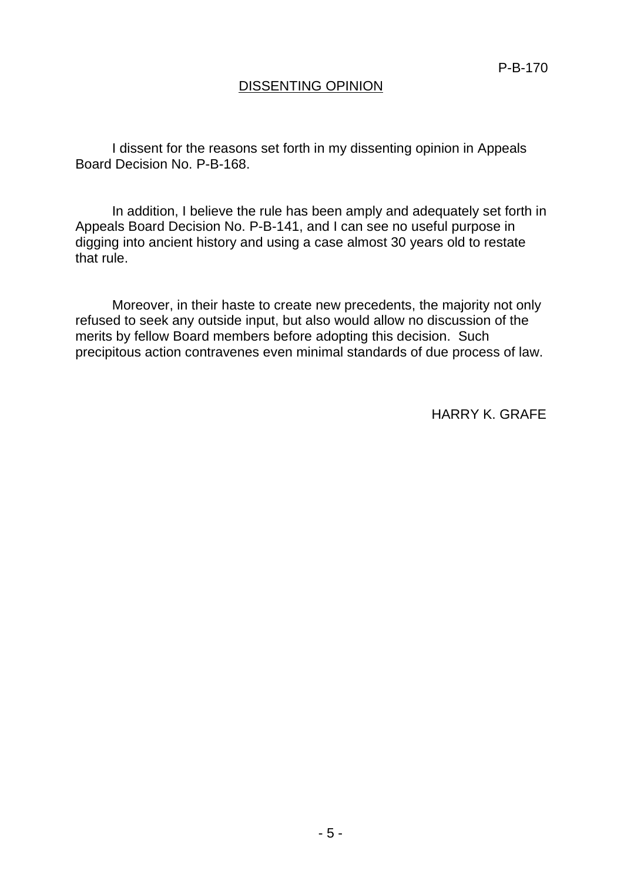P-B-170

## DISSENTING OPINION

I dissent for the reasons set forth in my dissenting opinion in Appeals Board Decision No. P-B-168.

In addition, I believe the rule has been amply and adequately set forth in Appeals Board Decision No. P-B-141, and I can see no useful purpose in digging into ancient history and using a case almost 30 years old to restate that rule.

Moreover, in their haste to create new precedents, the majority not only refused to seek any outside input, but also would allow no discussion of the merits by fellow Board members before adopting this decision. Such precipitous action contravenes even minimal standards of due process of law.

HARRY K. GRAFE